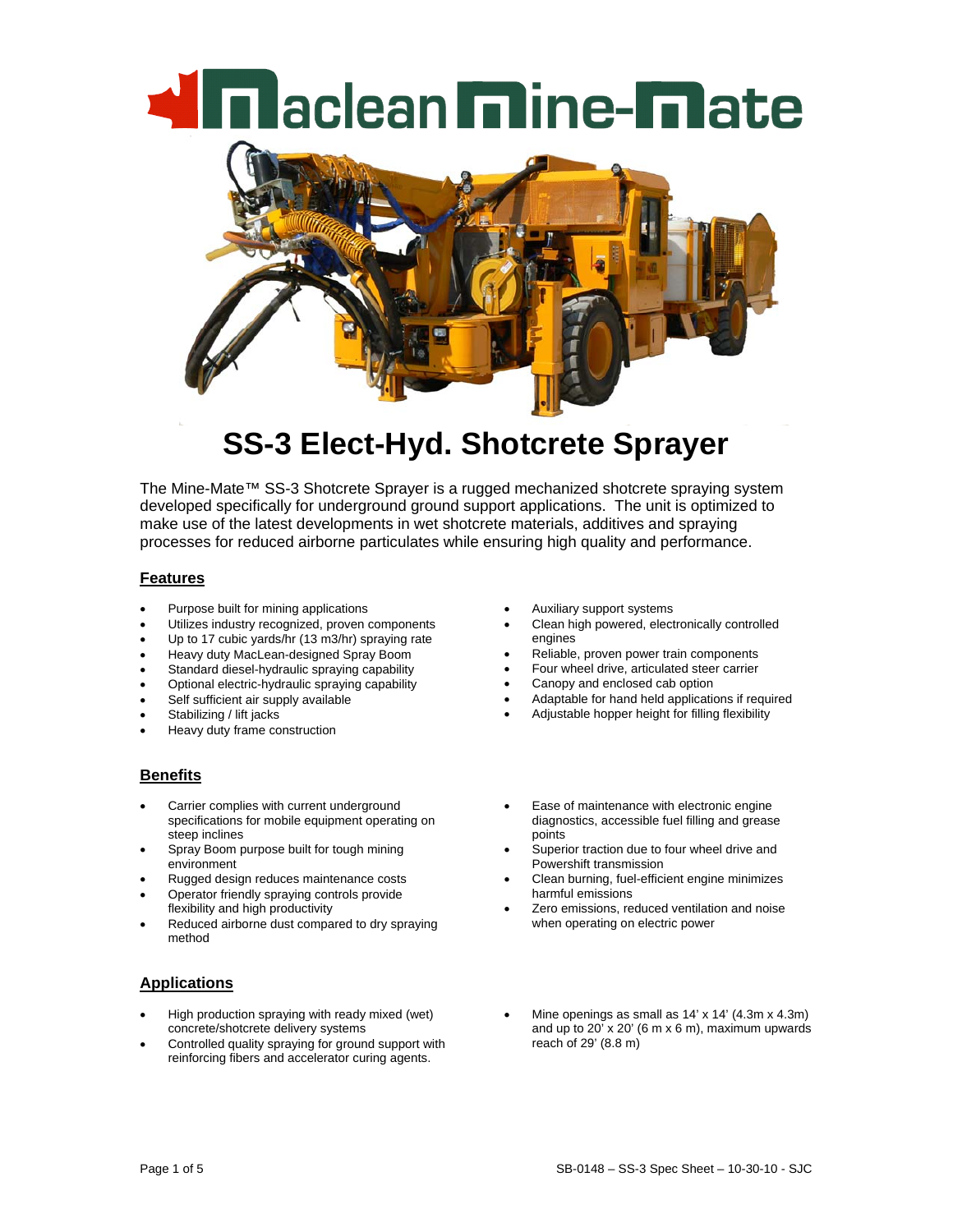# MacLean Mine-Mate

## SS-3 Elect-Hyd. Shotcrete Sprayer

The Mine-Mate™ SS-3 Shotcrete Sprayer is a rugged mechanized shotcrete spraying system developed specifically for underground ground support applications. The unit is optimized to make use of the latest developments in wet shotcrete materials, additives and spraying processes for reduced airborne particulates while ensuring high quality and performance.

### Features

- Purpose built for mining applications
- Utilizes industry recognized, proven components
- Up to 17 cubic yards/hr (13 m3/hr) spraying rate
- Heavy duty MacLean-designed Spray Boom
- Standard diesel-hydraulic spraying capability
- Optional electric-hydraulic spraying capability
- Self sufficient air supply available
- Stabilizing / lift jacks
- Heavy duty frame construction
- Auxiliary support systems
- Clean high powered, electronically controlled engines
- Reliable, proven power train components
- Four wheel drive, articulated steer carrier
- Canopy and enclosed cab option
- Adaptable for hand held applications if required
- Adjustable hopper height for filling flexibility

### Benefits

- Carrier complies with current underground specifications for mobile equipment operating on steep inclines
- Spray Boom purpose built for tough mining environment
- Rugged design reduces maintenance costs
- Operator friendly spraying controls provide flexibility and high productivity
- Reduced airborne dust compared to dry spraying method
- Ease of maintenance with electronic engine diagnostics, accessible fuel filling and grease points
- Superior traction due to four wheel drive and Powershift transmission
- Clean burning, fuel-efficient engine minimizes harmful emissions
- Zero emissions, reduced ventilation and noise when operating on electric power

### Applications

- High production spraying with ready mixed (wet) concrete/shotcrete delivery systems
- Controlled quality spraying for ground support with reinforcing fibers and accelerator curing agents.
- Mine openings as small as 14' x 14' (4.3m x 4.3m) and up to 20' x 20' (6 m x 6 m), maximum upwards reach of 29' (8.8 m)

SB-0148 – SS-3 Spec Sheet – 10-30-10 - SJC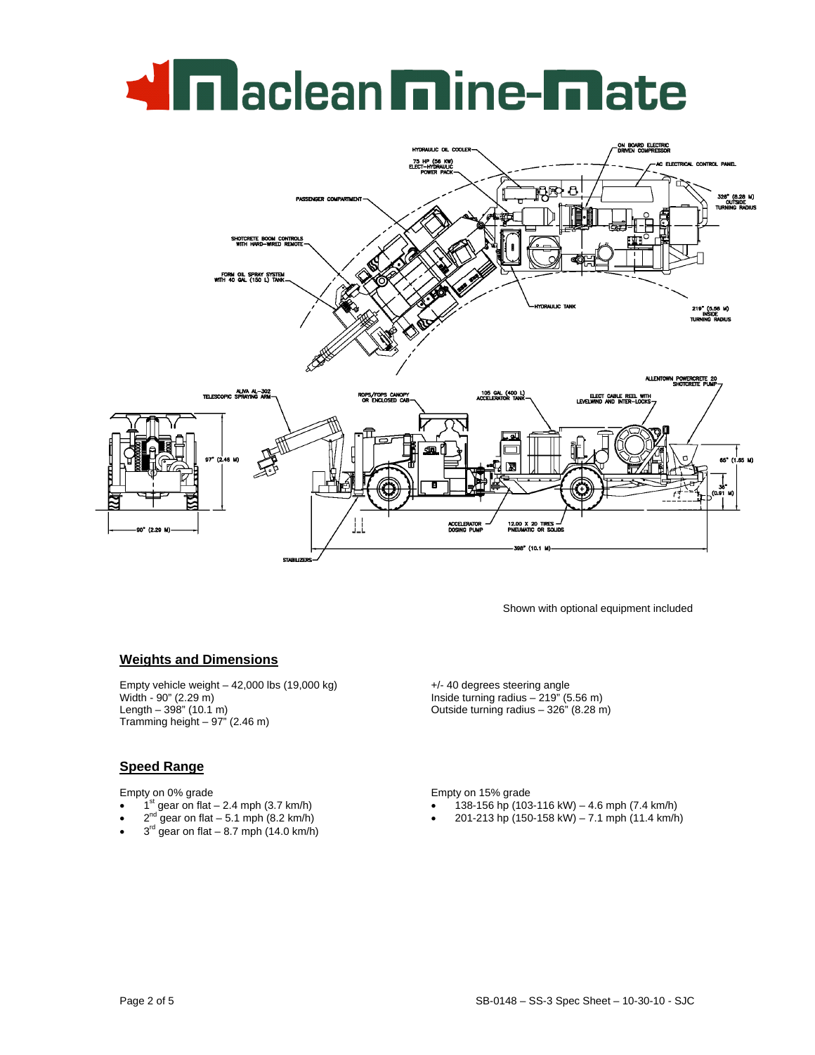Shown with optional equipment included

## Weights and Dimensions

Empty vehicle weight – 42,000 lbs (19,000 kg)
Width - 90" (2.29 m)
Length – 398" (10.1 m)
Tramming height – 97" (2.46 m)

+/- 40 degrees steering angle
Inside turning radius – 219" (5.56 m)
Outside turning radius – 326" (8.28 m)

## Speed Range

Empty on 0% grade

- 1st gear on flat – 2.4 mph (3.7 km/h)
- 2nd gear on flat – 5.1 mph (8.2 km/h)
- 3rd gear on flat – 8.7 mph (14.0 km/h)

Empty on 15% grade

- 138-156 hp (103-116 kW) – 4.6 mph (7.4 km/h)
- 201-213 hp (150-158 kW) – 7.1 mph (11.4 km/h)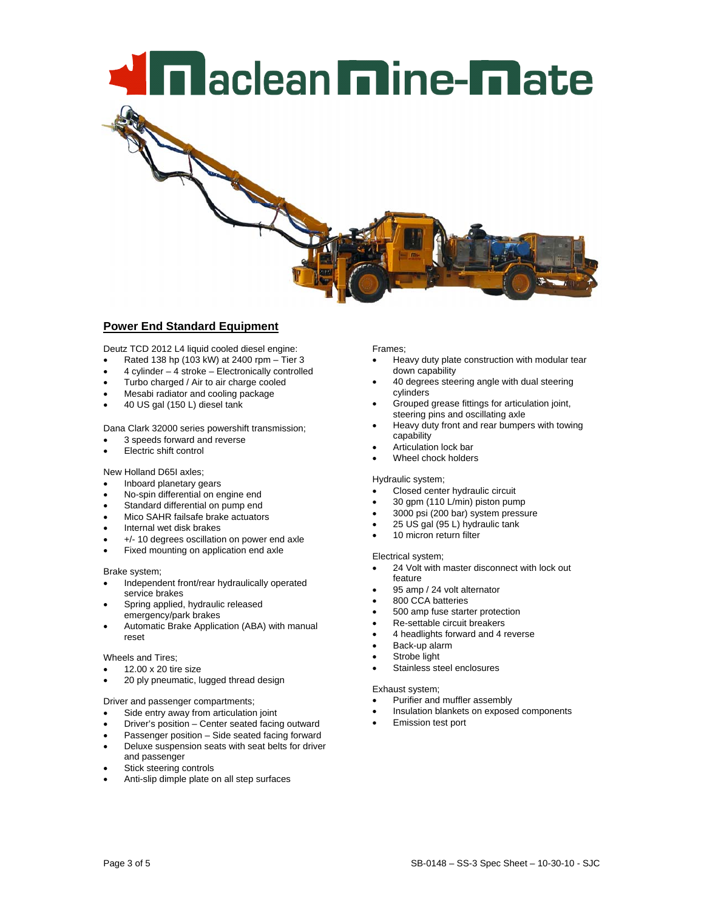# Maclean Mine-Mate

## Power End Standard Equipment

Deutz TCD 2012 L4 liquid cooled diesel engine:

- Rated 138 hp (103 kW) at 2400 rpm – Tier 3
- 4 cylinder – 4 stroke – Electronically controlled
- Turbo charged / Air to air charge cooled
- Mesabi radiator and cooling package
- 40 US gal (150 L) diesel tank

Dana Clark 32000 series powershift transmission;

- 3 speeds forward and reverse
- Electric shift control

New Holland D65I axles;

- Inboard planetary gears
- No-spin differential on engine end
- Standard differential on pump end
- Mico SAHR failsafe brake actuators
- Internal wet disk brakes
- +/- 10 degrees oscillation on power end axle
- Fixed mounting on application end axle

Brake system;

- Independent front/rear hydraulically operated service brakes
- Spring applied, hydraulic released emergency/park brakes
- Automatic Brake Application (ABA) with manual reset

Wheels and Tires;

- 12.00 x 20 tire size
- 20 ply pneumatic, lugged thread design

Driver and passenger compartments;

- Side entry away from articulation joint
- Driver's position – Center seated facing outward
- Passenger position – Side seated facing forward
- Deluxe suspension seats with seat belts for driver and passenger
- Stick steering controls
- Anti-slip dimple plate on all step surfaces

Frames;

- Heavy duty plate construction with modular tear down capability
- 40 degrees steering angle with dual steering cylinders
- Grouped grease fittings for articulation joint, steering pins and oscillating axle
- Heavy duty front and rear bumpers with towing capability
- Articulation lock bar
- Wheel chock holders

Hydraulic system;

- Closed center hydraulic circuit
- 30 gpm (110 L/min) piston pump
- 3000 psi (200 bar) system pressure
- 25 US gal (95 L) hydraulic tank
- 10 micron return filter

Electrical system;

- 24 Volt with master disconnect with lock out feature
- 95 amp / 24 volt alternator
- 800 CCA batteries
- 500 amp fuse starter protection
- Re-settable circuit breakers
- 4 headlights forward and 4 reverse
- Back-up alarm
- Strobe light
- Stainless steel enclosures

Exhaust system;

- Purifier and muffler assembly
- Insulation blankets on exposed components
- Emission test port

SB-0148 – SS-3 Spec Sheet – 10-30-10 - SJC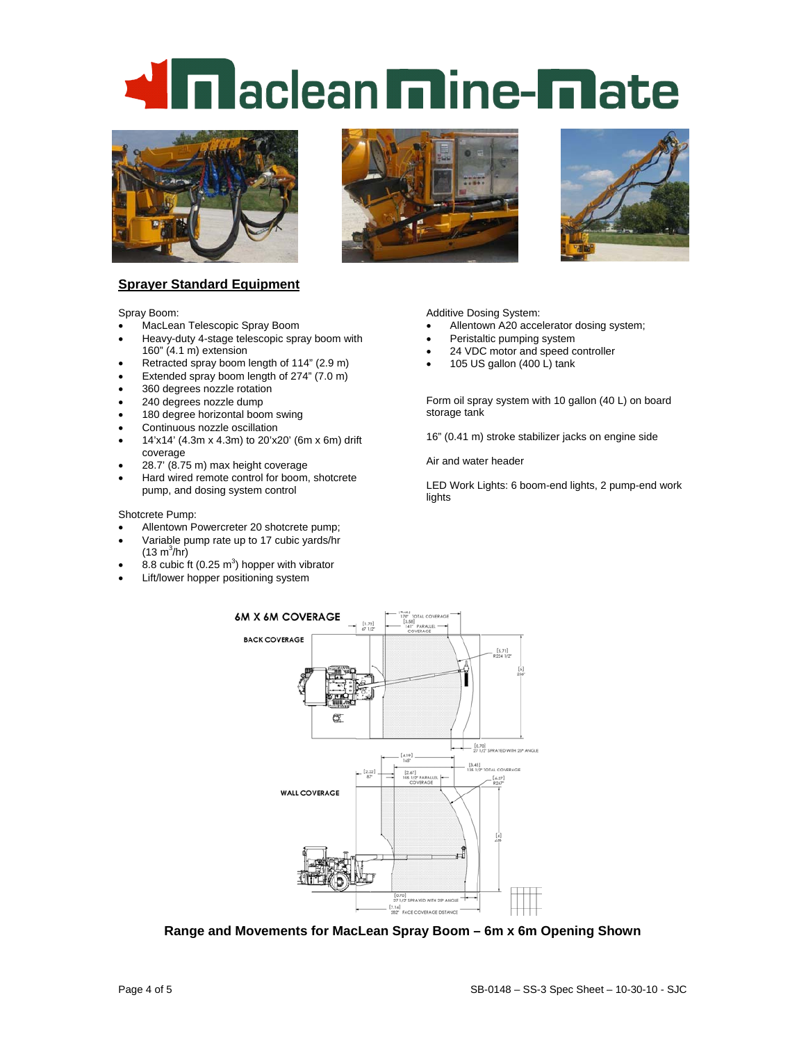# Maclean Mine-Mate

## Sprayer Standard Equipment

Spray Boom:

- MacLean Telescopic Spray Boom
- Heavy-duty 4-stage telescopic spray boom with 160" (4.1 m) extension
- Retracted spray boom length of 114" (2.9 m)
- Extended spray boom length of 274" (7.0 m)
- 360 degrees nozzle rotation
- 240 degrees nozzle dump
- 180 degree horizontal boom swing
- Continuous nozzle oscillation
- 14'x14' (4.3m x 4.3m) to 20'x20' (6m x 6m) drift coverage
- 28.7' (8.75 m) max height coverage
- Hard wired remote control for boom, shotcrete pump, and dosing system control

Shotcrete Pump:

- Allentown Powercreter 20 shotcrete pump;
- Variable pump rate up to 17 cubic yards/hr (13 $m^3$/hr)
- 8.8 cubic ft (0.25 $m^3$) hopper with vibrator
- Lift/lower hopper positioning system

Additive Dosing System:

- Allentown A20 accelerator dosing system;
- Peristaltic pumping system
- 24 VDC motor and speed controller
- 105 US gallon (400 L) tank

Form oil spray system with 10 gallon (40 L) on board storage tank

16" (0.41 m) stroke stabilizer jacks on engine side

Air and water header

LED Work Lights: 6 boom-end lights, 2 pump-end work lights

**Range and Movements for MacLean Spray Boom – 6m x 6m Opening Shown**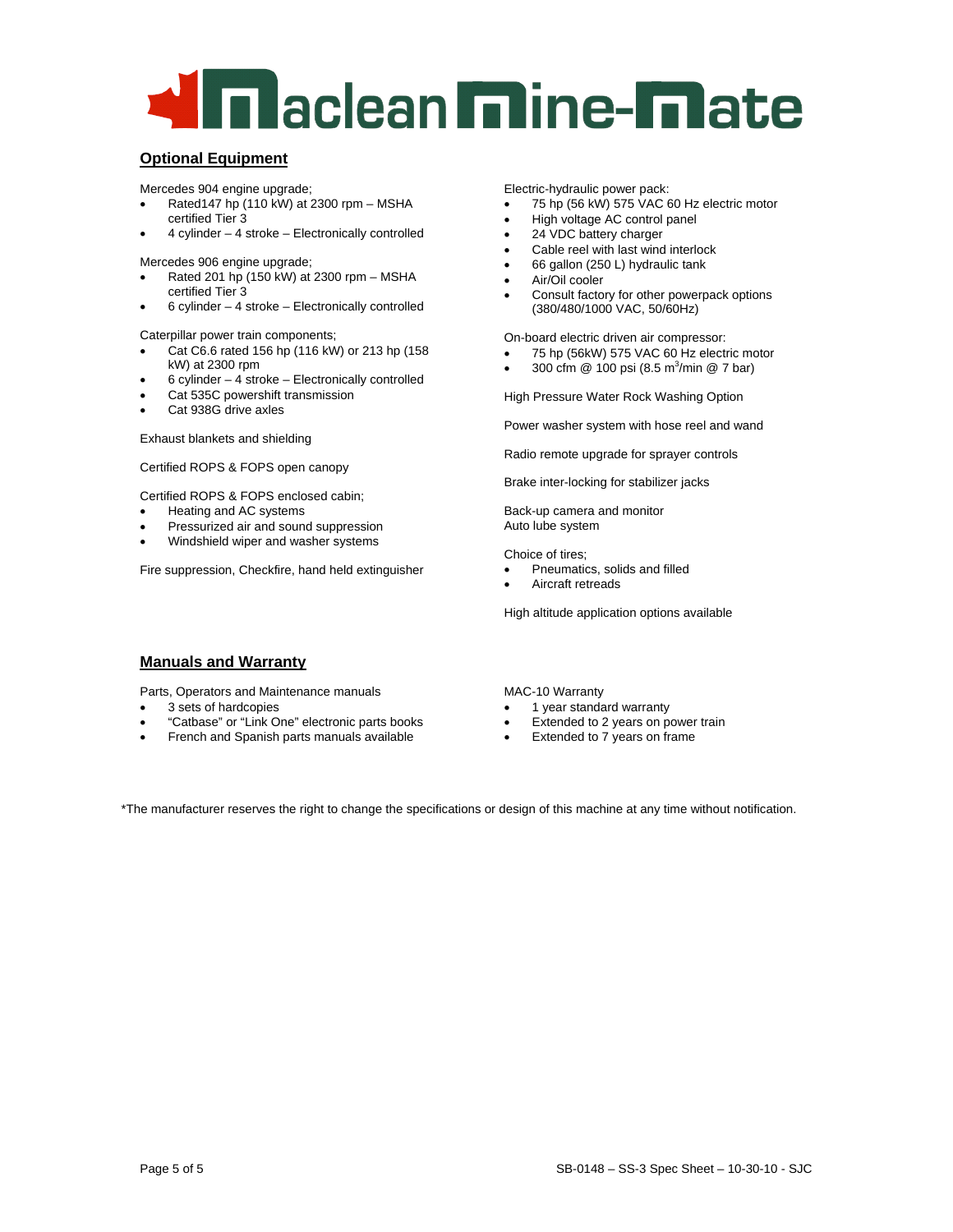# Maclean Mine-Mate

## Optional Equipment

Mercedes 904 engine upgrade;

- Rated147 hp (110 kW) at 2300 rpm – MSHA certified Tier 3
- 4 cylinder – 4 stroke – Electronically controlled

Mercedes 906 engine upgrade;

- Rated 201 hp (150 kW) at 2300 rpm – MSHA certified Tier 3
- 6 cylinder – 4 stroke – Electronically controlled

Caterpillar power train components;

- Cat C6.6 rated 156 hp (116 kW) or 213 hp (158 kW) at 2300 rpm
- 6 cylinder – 4 stroke – Electronically controlled
- Cat 535C powershift transmission
- Cat 938G drive axles

Exhaust blankets and shielding

Certified ROPS & FOPS open canopy

Certified ROPS & FOPS enclosed cabin;

- Heating and AC systems
- Pressurized air and sound suppression
- Windshield wiper and washer systems

Fire suppression, Checkfire, hand held extinguisher

Electric-hydraulic power pack:

- 75 hp (56 kW) 575 VAC 60 Hz electric motor
- High voltage AC control panel
- 24 VDC battery charger
- Cable reel with last wind interlock
- 66 gallon (250 L) hydraulic tank
- Air/Oil cooler
- Consult factory for other powerpack options (380/480/1000 VAC, 50/60Hz)

On-board electric driven air compressor:

- 75 hp (56kW) 575 VAC 60 Hz electric motor
- 300 cfm @ 100 psi (8.5 $m^3$/min @ 7 bar)

High Pressure Water Rock Washing Option

Power washer system with hose reel and wand

Radio remote upgrade for sprayer controls

Brake inter-locking for stabilizer jacks

Back-up camera and monitor
Auto lube system

Choice of tires;

- Pneumatics, solids and filled
- Aircraft retreads

High altitude application options available

## Manuals and Warranty

Parts, Operators and Maintenance manuals

- 3 sets of hardcopies
- "Catbase" or "Link One" electronic parts books
- French and Spanish parts manuals available

MAC-10 Warranty

- 1 year standard warranty
- Extended to 2 years on power train
- Extended to 7 years on frame

*The manufacturer reserves the right to change the specifications or design of this machine at any time without notification.